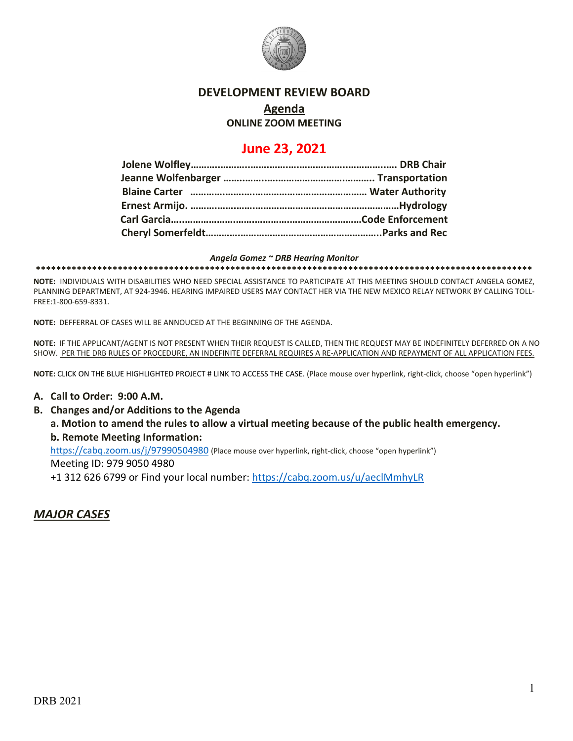# DEVELOPMENT REVIEW BOARD

## Agenda

**ONLINE ZOOM MEETING**

## June 23, 2021

**Jolene Wolfley……………………………………………………………. DRB Chair**
**Jeanne Wolfenbarger ……………………………………………….. Transportation**
**Blaine Carter ………………………………………………………… Water Authority**
**Ernest Armijo. ……………………………………………………………………Hydrology**
**Carl Garcia…...…………………………………………………………Code Enforcement**
**Cheryl Somerfeldt………………………………………………………..Parks and Rec**

***Angela Gomez ~ DRB Hearing Monitor***

**********************************************************************************************************

**NOTE:** INDIVIDUALS WITH DISABILITIES WHO NEED SPECIAL ASSISTANCE TO PARTICIPATE AT THIS MEETING SHOULD CONTACT ANGELA GOMEZ, PLANNING DEPARTMENT, AT 924-3946. HEARING IMPAIRED USERS MAY CONTACT HER VIA THE NEW MEXICO RELAY NETWORK BY CALLING TOLL-FREE:1-800-659-8331.

**NOTE:** DEFFERRAL OF CASES WILL BE ANNOUCED AT THE BEGINNING OF THE AGENDA.

**NOTE:** IF THE APPLICANT/AGENT IS NOT PRESENT WHEN THEIR REQUEST IS CALLED, THEN THE REQUEST MAY BE INDEFINITELY DEFERRED ON A NO SHOW. PER THE DRB RULES OF PROCEDURE, AN INDEFINITE DEFERRAL REQUIRES A RE-APPLICATION AND REPAYMENT OF ALL APPLICATION FEES.

**NOTE:** CLICK ON THE BLUE HIGHLIGHTED PROJECT # LINK TO ACCESS THE CASE. (Place mouse over hyperlink, right-click, choose "open hyperlink")

**A. Call to Order: 9:00 A.M.**

**B. Changes and/or Additions to the Agenda**

**a. Motion to amend the rules to allow a virtual meeting because of the public health emergency.**

**b. Remote Meeting Information:**

https://cabq.zoom.us/j/97990504980 (Place mouse over hyperlink, right-click, choose "open hyperlink")

Meeting ID: 979 9050 4980

+1 312 626 6799 or Find your local number: https://cabq.zoom.us/u/aeclMmhyLR

## *MAJOR CASES*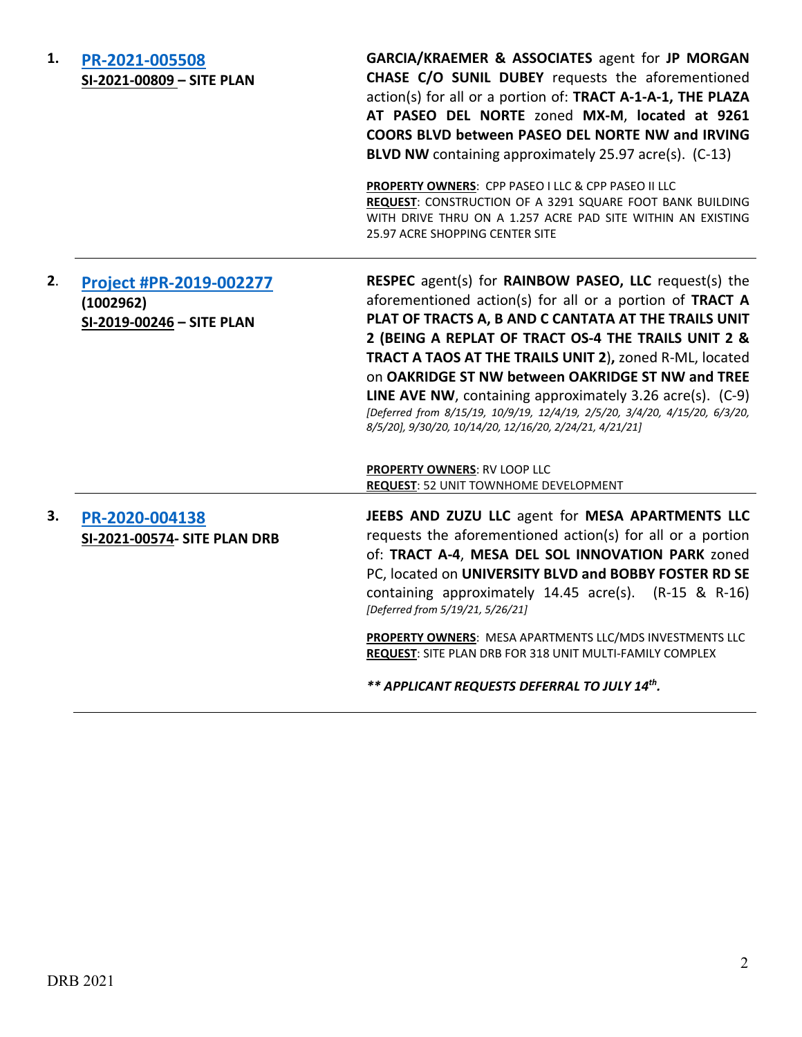**1.** [**PR-2021-005508**]
**SI-2021-00809 – SITE PLAN**

**GARCIA/KRAEMER & ASSOCIATES** agent for **JP MORGAN CHASE C/O SUNIL DUBEY** requests the aforementioned action(s) for all or a portion of: **TRACT A-1-A-1, THE PLAZA AT PASEO DEL NORTE** zoned **MX-M**, **located at 9261 COORS BLVD between PASEO DEL NORTE NW and IRVING BLVD NW** containing approximately 25.97 acre(s). (C-13)

**PROPERTY OWNERS**: CPP PASEO I LLC & CPP PASEO II LLC
**REQUEST**: CONSTRUCTION OF A 3291 SQUARE FOOT BANK BUILDING WITH DRIVE THRU ON A 1.257 ACRE PAD SITE WITHIN AN EXISTING 25.97 ACRE SHOPPING CENTER SITE

---

**2.** [**Project #PR-2019-002277**]
**(1002962)**
**SI-2019-00246 – SITE PLAN**

**RESPEC** agent(s) for **RAINBOW PASEO, LLC** request(s) the aforementioned action(s) for all or a portion of **TRACT A PLAT OF TRACTS A, B AND C CANTATA AT THE TRAILS UNIT 2 (BEING A REPLAT OF TRACT OS-4 THE TRAILS UNIT 2 & TRACT A TAOS AT THE TRAILS UNIT 2),** zoned R-ML, located on **OAKRIDGE ST NW between OAKRIDGE ST NW and TREE LINE AVE NW**, containing approximately 3.26 acre(s). (C-9)
*[Deferred from 8/15/19, 10/9/19, 12/4/19, 2/5/20, 3/4/20, 4/15/20, 6/3/20, 8/5/20], 9/30/20, 10/14/20, 12/16/20, 2/24/21, 4/21/21]*

**PROPERTY OWNERS**: RV LOOP LLC
**REQUEST**: 52 UNIT TOWNHOME DEVELOPMENT

---

**3.** [**PR-2020-004138**]
**SI-2021-00574- SITE PLAN DRB**

**JEEBS AND ZUZU LLC** agent for **MESA APARTMENTS LLC** requests the aforementioned action(s) for all or a portion of: **TRACT A-4**, **MESA DEL SOL INNOVATION PARK** zoned PC, located on **UNIVERSITY BLVD and BOBBY FOSTER RD SE** containing approximately 14.45 acre(s). (R-15 & R-16)
*[Deferred from 5/19/21, 5/26/21]*

**PROPERTY OWNERS**: MESA APARTMENTS LLC/MDS INVESTMENTS LLC
**REQUEST**: SITE PLAN DRB FOR 318 UNIT MULTI-FAMILY COMPLEX

***** APPLICANT REQUESTS DEFERRAL TO JULY 14th.***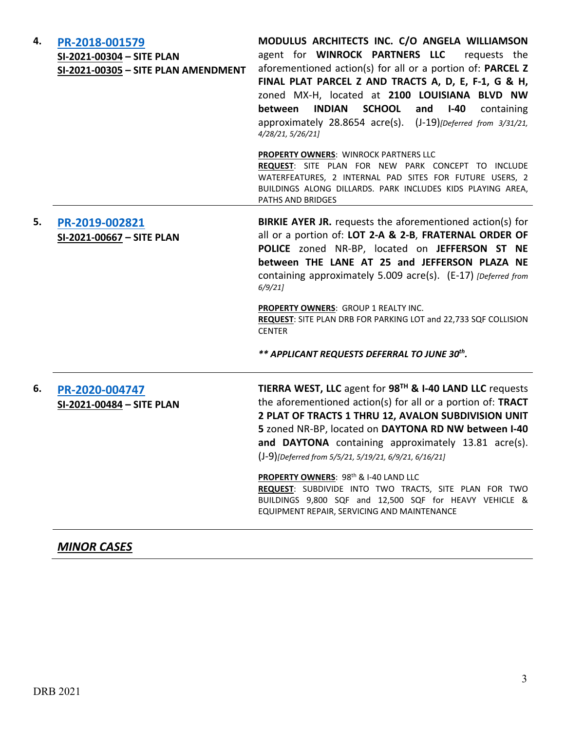4. **PR-2018-001579**
**SI-2021-00304 – SITE PLAN**
**SI-2021-00305 – SITE PLAN AMENDMENT**

**MODULUS ARCHITECTS INC. C/O ANGELA WILLIAMSON** agent for **WINROCK PARTNERS LLC** requests the aforementioned action(s) for all or a portion of: **PARCEL Z FINAL PLAT PARCEL Z AND TRACTS A, D, E, F-1, G & H,** zoned MX-H, located at **2100 LOUISIANA BLVD NW between INDIAN SCHOOL and I-40** containing approximately 28.8654 acre(s). (J-19)*[Deferred from 3/31/21, 4/28/21, 5/26/21]*

**PROPERTY OWNERS**: WINROCK PARTNERS LLC
**REQUEST**: SITE PLAN FOR NEW PARK CONCEPT TO INCLUDE WATERFEATURES, 2 INTERNAL PAD SITES FOR FUTURE USERS, 2 BUILDINGS ALONG DILLARDS. PARK INCLUDES KIDS PLAYING AREA, PATHS AND BRIDGES

---

5. **PR-2019-002821**
**SI-2021-00667 – SITE PLAN**

**BIRKIE AYER JR.** requests the aforementioned action(s) for all or a portion of: **LOT 2-A & 2-B**, **FRATERNAL ORDER OF POLICE** zoned NR-BP, located on **JEFFERSON ST NE between THE LANE AT 25 and JEFFERSON PLAZA NE** containing approximately 5.009 acre(s). (E-17) *[Deferred from 6/9/21]*

**PROPERTY OWNERS**: GROUP 1 REALTY INC.
**REQUEST**: SITE PLAN DRB FOR PARKING LOT and 22,733 SQF COLLISION CENTER

***\*\* APPLICANT REQUESTS DEFERRAL TO JUNE 30th.***

---

6. **PR-2020-004747**
**SI-2021-00484 – SITE PLAN**

**TIERRA WEST, LLC** agent for **98TH & I-40 LAND LLC** requests the aforementioned action(s) for all or a portion of: **TRACT 2 PLAT OF TRACTS 1 THRU 12, AVALON SUBDIVISION UNIT 5** zoned NR-BP, located on **DAYTONA RD NW between I-40 and DAYTONA** containing approximately 13.81 acre(s). (J-9)*[Deferred from 5/5/21, 5/19/21, 6/9/21, 6/16/21]*

**PROPERTY OWNERS**: 98th & I-40 LAND LLC
**REQUEST**: SUBDIVIDE INTO TWO TRACTS, SITE PLAN FOR TWO BUILDINGS 9,800 SQF and 12,500 SQF for HEAVY VEHICLE & EQUIPMENT REPAIR, SERVICING AND MAINTENANCE

---

***MINOR CASES***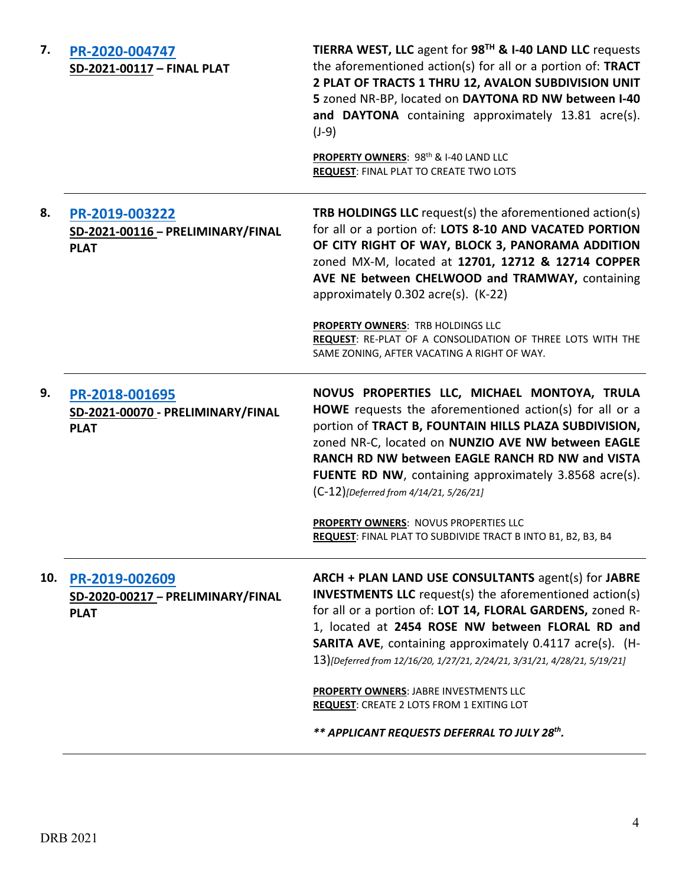| | | |
|---|---|---|
| 7. | PR-2020-004747<br>**SD-2021-00117 – FINAL PLAT** | **TIERRA WEST, LLC** agent for **98TH & I-40 LAND LLC** requests the aforementioned action(s) for all or a portion of: **TRACT 2 PLAT OF TRACTS 1 THRU 12, AVALON SUBDIVISION UNIT 5** zoned NR-BP, located on **DAYTONA RD NW between I-40 and DAYTONA** containing approximately 13.81 acre(s). (J-9)<br><br>**PROPERTY OWNERS**: 98th & I-40 LAND LLC<br>**REQUEST**: FINAL PLAT TO CREATE TWO LOTS |
| 8. | PR-2019-003222<br>**SD-2021-00116 – PRELIMINARY/FINAL PLAT** | **TRB HOLDINGS LLC** request(s) the aforementioned action(s) for all or a portion of: **LOTS 8-10 AND VACATED PORTION OF CITY RIGHT OF WAY, BLOCK 3, PANORAMA ADDITION** zoned MX-M, located at **12701, 12712 & 12714 COPPER AVE NE between CHELWOOD and TRAMWAY,** containing approximately 0.302 acre(s). (K-22)<br><br>**PROPERTY OWNERS**: TRB HOLDINGS LLC<br>**REQUEST**: RE-PLAT OF A CONSOLIDATION OF THREE LOTS WITH THE SAME ZONING, AFTER VACATING A RIGHT OF WAY. |
| 9. | PR-2018-001695<br>**SD-2021-00070 - PRELIMINARY/FINAL PLAT** | **NOVUS PROPERTIES LLC, MICHAEL MONTOYA, TRULA HOWE** requests the aforementioned action(s) for all or a portion of **TRACT B, FOUNTAIN HILLS PLAZA SUBDIVISION,** zoned NR-C, located on **NUNZIO AVE NW between EAGLE RANCH RD NW between EAGLE RANCH RD NW and VISTA FUENTE RD NW**, containing approximately 3.8568 acre(s). (C-12)*[Deferred from 4/14/21, 5/26/21]*<br><br>**PROPERTY OWNERS**: NOVUS PROPERTIES LLC<br>**REQUEST**: FINAL PLAT TO SUBDIVIDE TRACT B INTO B1, B2, B3, B4 |
| 10. | PR-2019-002609<br>**SD-2020-00217 – PRELIMINARY/FINAL PLAT** | **ARCH + PLAN LAND USE CONSULTANTS** agent(s) for **JABRE INVESTMENTS LLC** request(s) the aforementioned action(s) for all or a portion of: **LOT 14, FLORAL GARDENS,** zoned R-1, located at **2454 ROSE NW between FLORAL RD and SARITA AVE**, containing approximately 0.4117 acre(s). (H-13)*[Deferred from 12/16/20, 1/27/21, 2/24/21, 3/31/21, 4/28/21, 5/19/21]*<br><br>**PROPERTY OWNERS**: JABRE INVESTMENTS LLC<br>**REQUEST**: CREATE 2 LOTS FROM 1 EXITING LOT<br><br>***\*\* APPLICANT REQUESTS DEFERRAL TO JULY 28th.*** |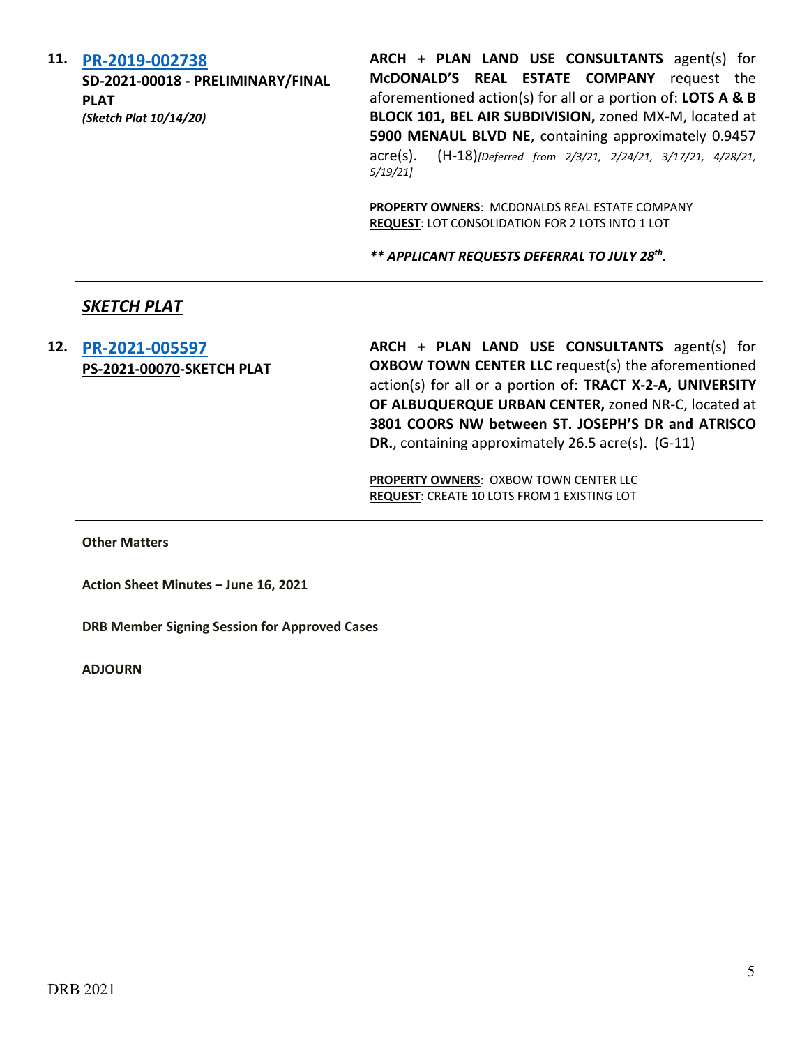**11.** **[PR-2019-002738](PR-2019-002738)**
**SD-2021-00018 - PRELIMINARY/FINAL PLAT**
***(Sketch Plat 10/14/20)***

**ARCH + PLAN LAND USE CONSULTANTS** agent(s) for **McDONALD'S REAL ESTATE COMPANY** request the aforementioned action(s) for all or a portion of: **LOTS A & B BLOCK 101, BEL AIR SUBDIVISION,** zoned MX-M, located at **5900 MENAUL BLVD NE**, containing approximately 0.9457 acre(s). (H-18)*[Deferred from 2/3/21, 2/24/21, 3/17/21, 4/28/21, 5/19/21]*

**PROPERTY OWNERS**: MCDONALDS REAL ESTATE COMPANY
**REQUEST**: LOT CONSOLIDATION FOR 2 LOTS INTO 1 LOT

***** APPLICANT REQUESTS DEFERRAL TO JULY 28th.***

---

## *SKETCH PLAT*

---

**12.** **[PR-2021-005597](PR-2021-005597)**
**PS-2021-00070-SKETCH PLAT**

**ARCH + PLAN LAND USE CONSULTANTS** agent(s) for **OXBOW TOWN CENTER LLC** request(s) the aforementioned action(s) for all or a portion of: **TRACT X-2-A, UNIVERSITY OF ALBUQUERQUE URBAN CENTER,** zoned NR-C, located at **3801 COORS NW between ST. JOSEPH'S DR and ATRISCO DR.**, containing approximately 26.5 acre(s). (G-11)

**PROPERTY OWNERS**: OXBOW TOWN CENTER LLC
**REQUEST**: CREATE 10 LOTS FROM 1 EXISTING LOT

---

**Other Matters**

**Action Sheet Minutes – June 16, 2021**

**DRB Member Signing Session for Approved Cases**

**ADJOURN**